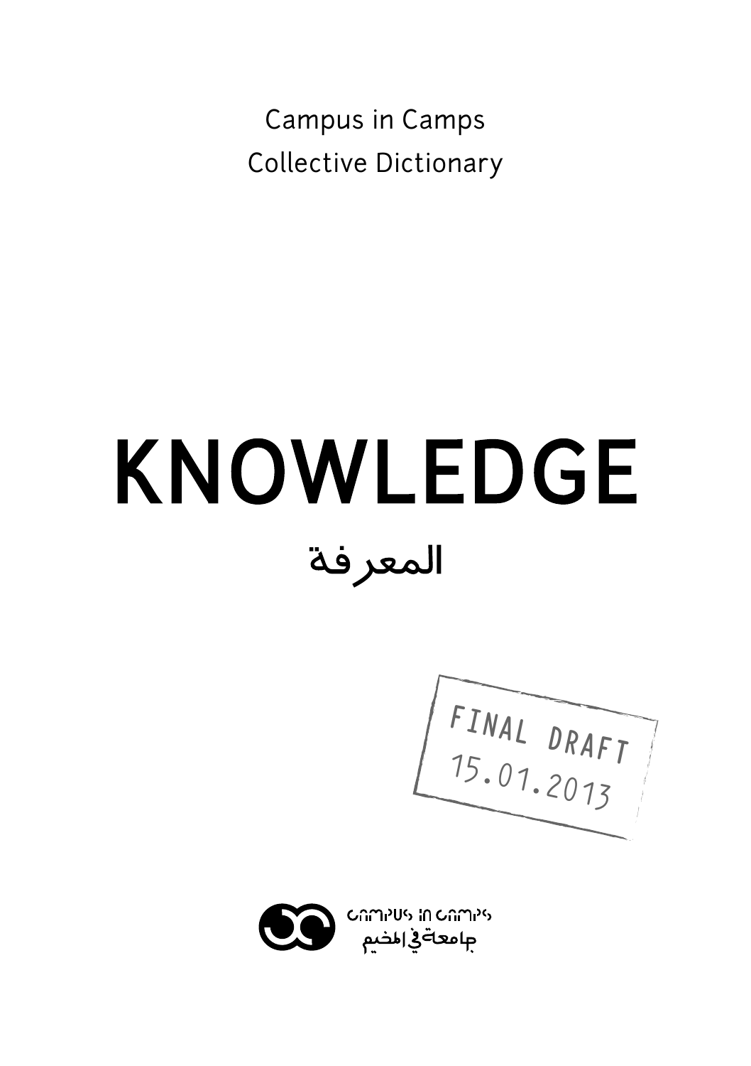Campus in Camps
Collective Dictionary

# KNOWLEDGE

## المعرفة

FINAL DRAFT
15.01.2013

campus in camps
جامعة في المخيم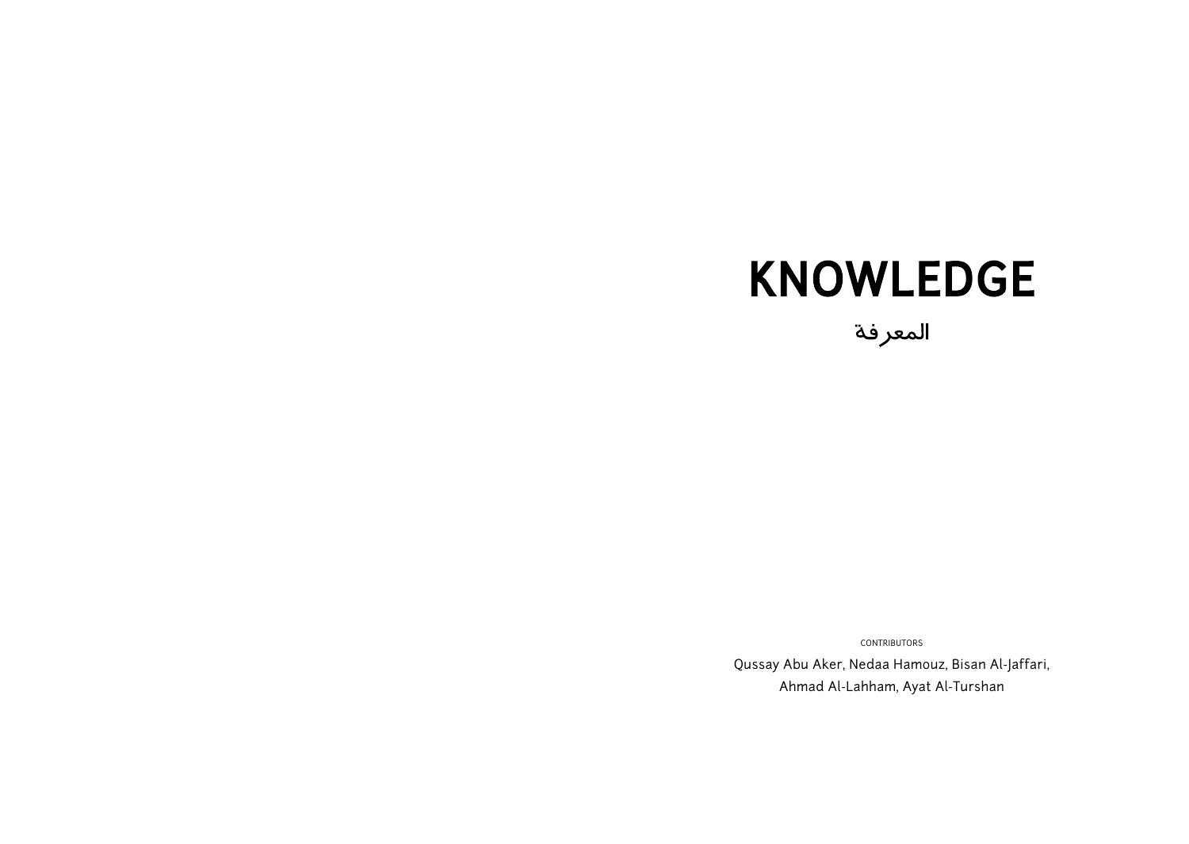# KNOWLEDGE

## المعرفة

CONTRIBUTORS

Qussay Abu Aker, Nedaa Hamouz, Bisan Al-Jaffari, Ahmad Al-Lahham, Ayat Al-Turshan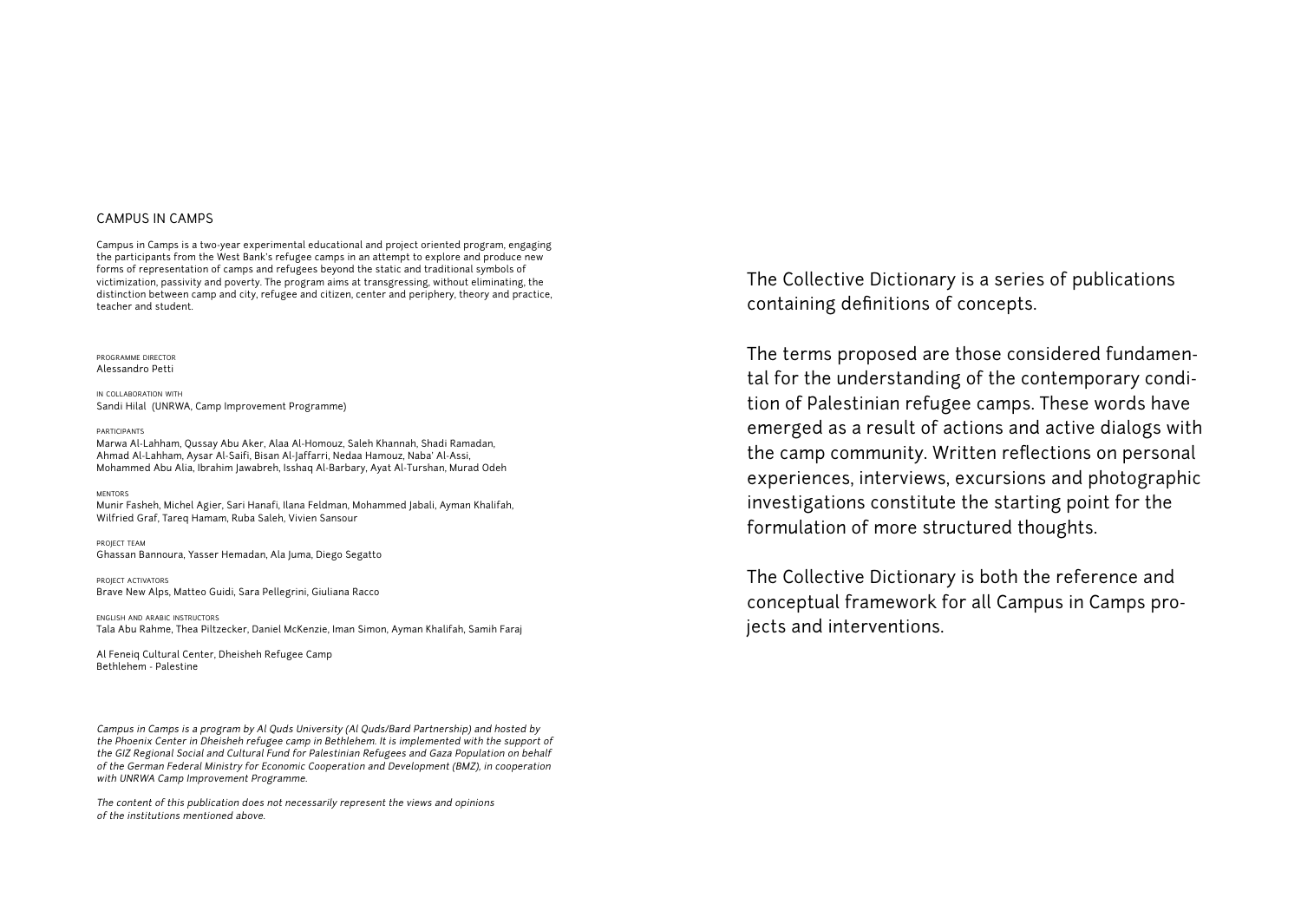## CAMPUS IN CAMPS

Campus in Camps is a two-year experimental educational and project oriented program, engaging the participants from the West Bank's refugee camps in an attempt to explore and produce new forms of representation of camps and refugees beyond the static and traditional symbols of victimization, passivity and poverty. The program aims at transgressing, without eliminating, the distinction between camp and city, refugee and citizen, center and periphery, theory and practice, teacher and student.

PROGRAMME DIRECTOR
Alessandro Petti

IN COLLABORATION WITH
Sandi Hilal (UNRWA, Camp Improvement Programme)

PARTICIPANTS
Marwa Al-Lahham, Qussay Abu Aker, Alaa Al-Homouz, Saleh Khannah, Shadi Ramadan, Ahmad Al-Lahham, Aysar Al-Saifi, Bisan Al-Jaffarri, Nedaa Hamouz, Naba' Al-Assi, Mohammed Abu Alia, Ibrahim Jawabreh, Isshaq Al-Barbary, Ayat Al-Turshan, Murad Odeh

MENTORS
Munir Fasheh, Michel Agier, Sari Hanafi, Ilana Feldman, Mohammed Jabali, Ayman Khalifah, Wilfried Graf, Tareq Hamam, Ruba Saleh, Vivien Sansour

PROJECT TEAM
Ghassan Bannoura, Yasser Hemadan, Ala Juma, Diego Segatto

PROJECT ACTIVATORS
Brave New Alps, Matteo Guidi, Sara Pellegrini, Giuliana Racco

ENGLISH AND ARABIC INSTRUCTORS
Tala Abu Rahme, Thea Piltzecker, Daniel McKenzie, Iman Simon, Ayman Khalifah, Samih Faraj

Al Feneiq Cultural Center, Dheisheh Refugee Camp
Bethlehem - Palestine

*Campus in Camps is a program by Al Quds University (Al Quds/Bard Partnership) and hosted by the Phoenix Center in Dheisheh refugee camp in Bethlehem. It is implemented with the support of the GIZ Regional Social and Cultural Fund for Palestinian Refugees and Gaza Population on behalf of the German Federal Ministry for Economic Cooperation and Development (BMZ), in cooperation with UNRWA Camp Improvement Programme.*

*The content of this publication does not necessarily represent the views and opinions of the institutions mentioned above.*

The Collective Dictionary is a series of publications containing definitions of concepts.

The terms proposed are those considered fundamental for the understanding of the contemporary condition of Palestinian refugee camps. These words have emerged as a result of actions and active dialogs with the camp community. Written reflections on personal experiences, interviews, excursions and photographic investigations constitute the starting point for the formulation of more structured thoughts.

The Collective Dictionary is both the reference and conceptual framework for all Campus in Camps projects and interventions.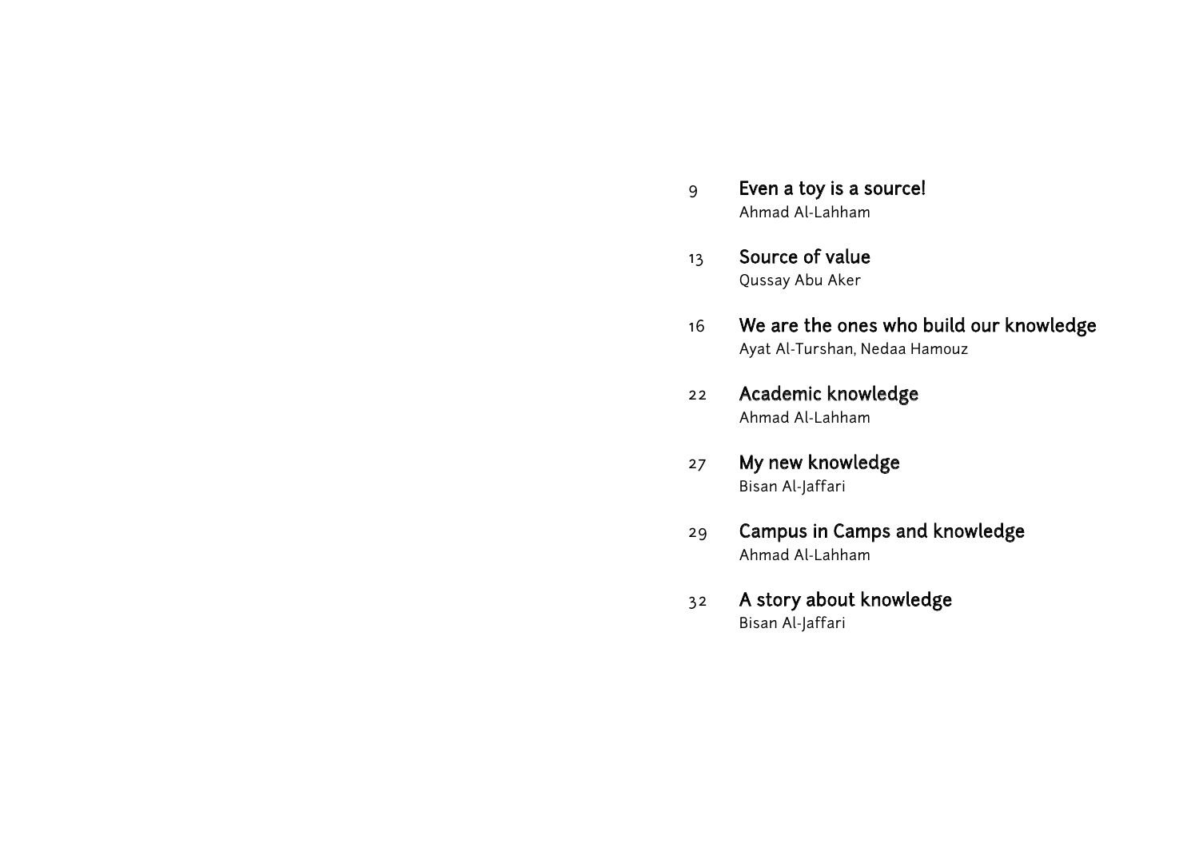9 **Even a toy is a source!**
Ahmad Al-Lahham

13 **Source of value**
Qussay Abu Aker

16 **We are the ones who build our knowledge**
Ayat Al-Turshan, Nedaa Hamouz

22 **Academic knowledge**
Ahmad Al-Lahham

27 **My new knowledge**
Bisan Al-Jaffari

29 **Campus in Camps and knowledge**
Ahmad Al-Lahham

32 **A story about knowledge**
Bisan Al-Jaffari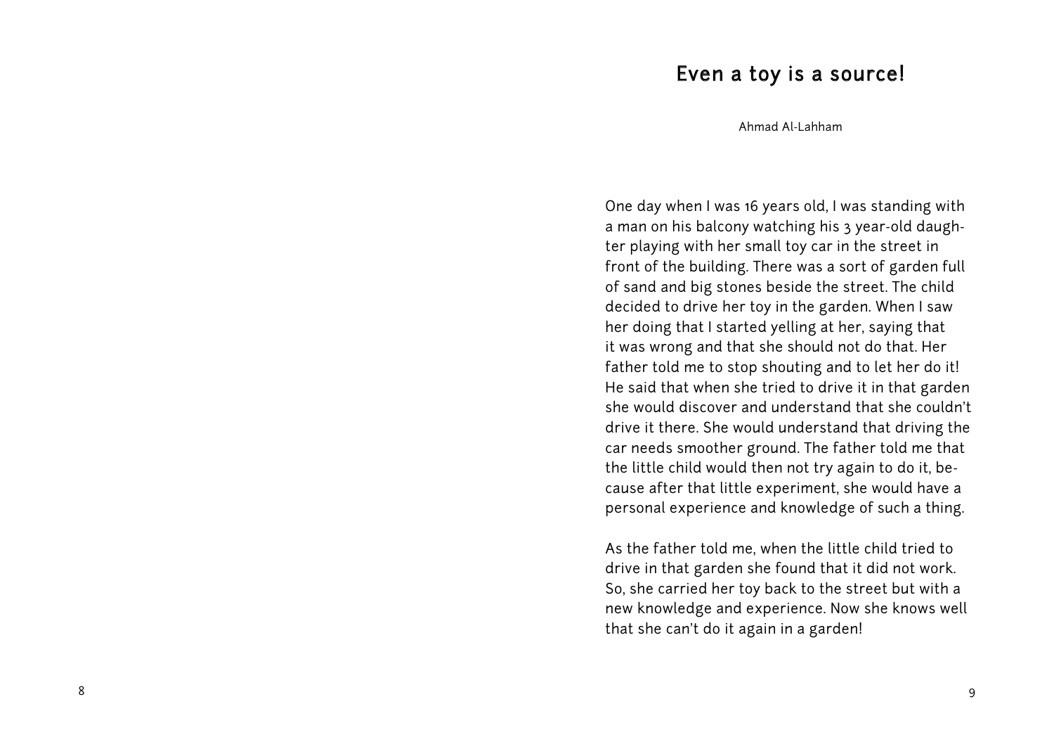# Even a toy is a source!

Ahmad Al-Lahham

One day when I was 16 years old, I was standing with a man on his balcony watching his 3 year-old daughter playing with her small toy car in the street in front of the building. There was a sort of garden full of sand and big stones beside the street. The child decided to drive her toy in the garden. When I saw her doing that I started yelling at her, saying that it was wrong and that she should not do that. Her father told me to stop shouting and to let her do it! He said that when she tried to drive it in that garden she would discover and understand that she couldn't drive it there. She would understand that driving the car needs smoother ground. The father told me that the little child would then not try again to do it, because after that little experiment, she would have a personal experience and knowledge of such a thing.

As the father told me, when the little child tried to drive in that garden she found that it did not work. So, she carried her toy back to the street but with a new knowledge and experience. Now she knows well that she can't do it again in a garden!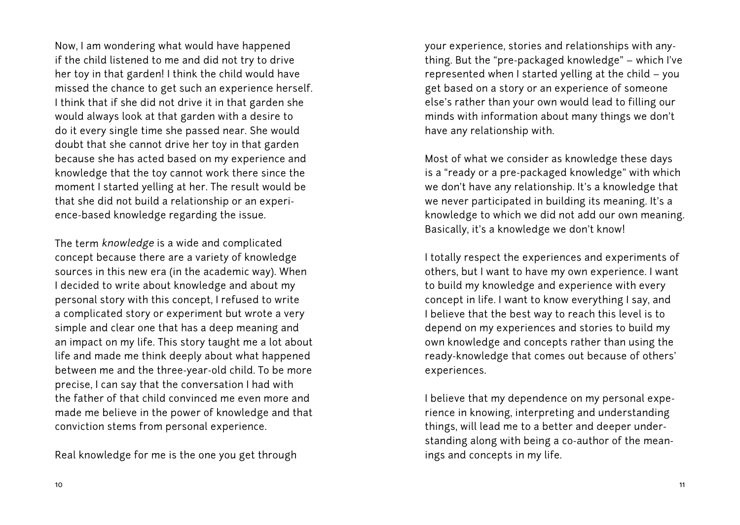Now, I am wondering what would have happened if the child listened to me and did not try to drive her toy in that garden! I think the child would have missed the chance to get such an experience herself. I think that if she did not drive it in that garden she would always look at that garden with a desire to do it every single time she passed near. She would doubt that she cannot drive her toy in that garden because she has acted based on my experience and knowledge that the toy cannot work there since the moment I started yelling at her. The result would be that she did not build a relationship or an experience-based knowledge regarding the issue.

The term *knowledge* is a wide and complicated concept because there are a variety of knowledge sources in this new era (in the academic way). When I decided to write about knowledge and about my personal story with this concept, I refused to write a complicated story or experiment but wrote a very simple and clear one that has a deep meaning and an impact on my life. This story taught me a lot about life and made me think deeply about what happened between me and the three-year-old child. To be more precise, I can say that the conversation I had with the father of that child convinced me even more and made me believe in the power of knowledge and that conviction stems from personal experience.

Real knowledge for me is the one you get through your experience, stories and relationships with anything. But the "pre-packaged knowledge" – which I've represented when I started yelling at the child – you get based on a story or an experience of someone else's rather than your own would lead to filling our minds with information about many things we don't have any relationship with.

Most of what we consider as knowledge these days is a "ready or a pre-packaged knowledge" with which we don't have any relationship. It's a knowledge that we never participated in building its meaning. It's a knowledge to which we did not add our own meaning. Basically, it's a knowledge we don't know!

I totally respect the experiences and experiments of others, but I want to have my own experience. I want to build my knowledge and experience with every concept in life. I want to know everything I say, and I believe that the best way to reach this level is to depend on my experiences and stories to build my own knowledge and concepts rather than using the ready-knowledge that comes out because of others' experiences.

I believe that my dependence on my personal experience in knowing, interpreting and understanding things, will lead me to a better and deeper understanding along with being a co-author of the meanings and concepts in my life.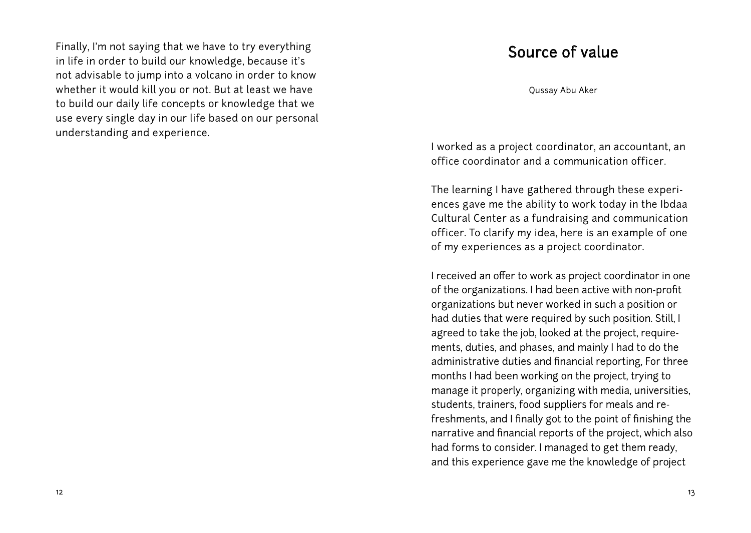Finally, I'm not saying that we have to try everything in life in order to build our knowledge, because it's not advisable to jump into a volcano in order to know whether it would kill you or not. But at least we have to build our daily life concepts or knowledge that we use every single day in our life based on our personal understanding and experience.

# Source of value

Qussay Abu Aker

I worked as a project coordinator, an accountant, an office coordinator and a communication officer.

The learning I have gathered through these experiences gave me the ability to work today in the Ibdaa Cultural Center as a fundraising and communication officer. To clarify my idea, here is an example of one of my experiences as a project coordinator.

I received an offer to work as project coordinator in one of the organizations. I had been active with non-profit organizations but never worked in such a position or had duties that were required by such position. Still, I agreed to take the job, looked at the project, requirements, duties, and phases, and mainly I had to do the administrative duties and financial reporting, For three months I had been working on the project, trying to manage it properly, organizing with media, universities, students, trainers, food suppliers for meals and refreshments, and I finally got to the point of finishing the narrative and financial reports of the project, which also had forms to consider. I managed to get them ready, and this experience gave me the knowledge of project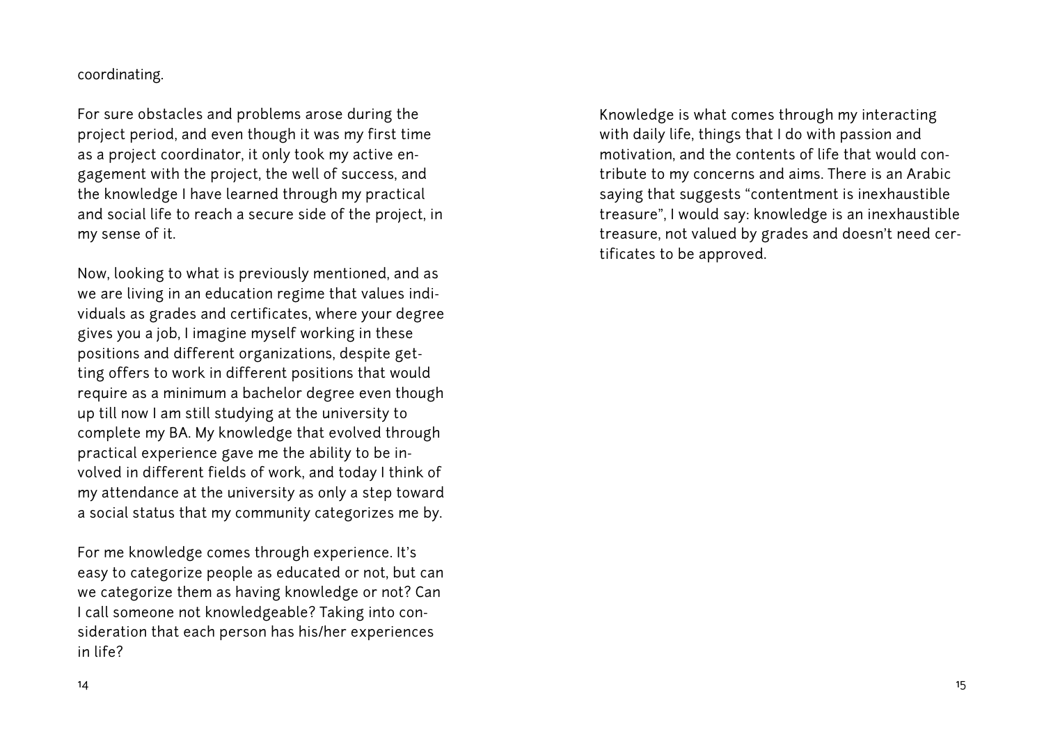coordinating.

For sure obstacles and problems arose during the project period, and even though it was my first time as a project coordinator, it only took my active engagement with the project, the well of success, and the knowledge I have learned through my practical and social life to reach a secure side of the project, in my sense of it.

Now, looking to what is previously mentioned, and as we are living in an education regime that values individuals as grades and certificates, where your degree gives you a job, I imagine myself working in these positions and different organizations, despite getting offers to work in different positions that would require as a minimum a bachelor degree even though up till now I am still studying at the university to complete my BA. My knowledge that evolved through practical experience gave me the ability to be involved in different fields of work, and today I think of my attendance at the university as only a step toward a social status that my community categorizes me by.

For me knowledge comes through experience. It's easy to categorize people as educated or not, but can we categorize them as having knowledge or not? Can I call someone not knowledgeable? Taking into consideration that each person has his/her experiences in life?

Knowledge is what comes through my interacting with daily life, things that I do with passion and motivation, and the contents of life that would contribute to my concerns and aims. There is an Arabic saying that suggests "contentment is inexhaustible treasure", I would say: knowledge is an inexhaustible treasure, not valued by grades and doesn't need certificates to be approved.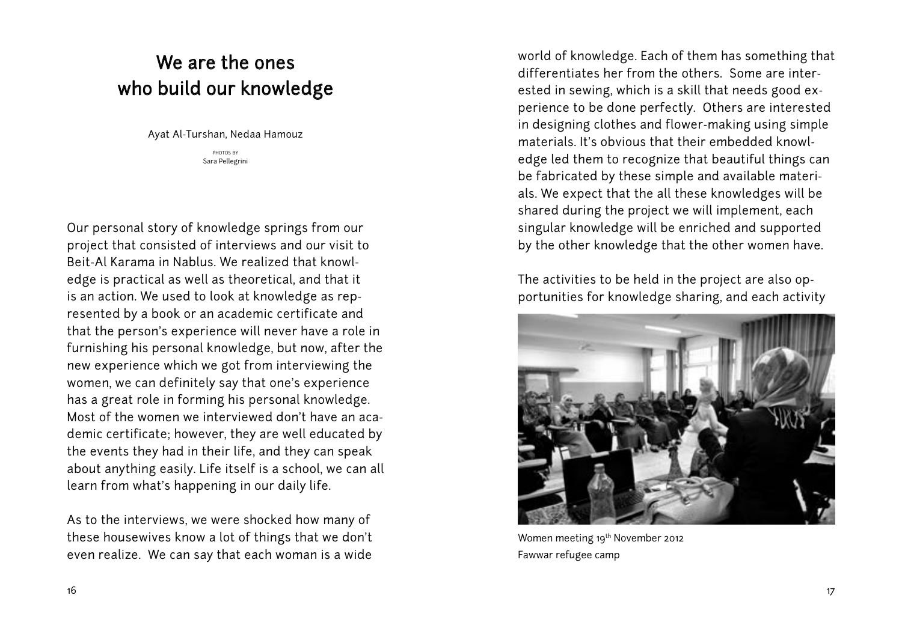# We are the ones who build our knowledge

Ayat Al-Turshan, Nedaa Hamouz

PHOTOS BY
Sara Pellegrini

Our personal story of knowledge springs from our project that consisted of interviews and our visit to Beit-Al Karama in Nablus. We realized that knowledge is practical as well as theoretical, and that it is an action. We used to look at knowledge as represented by a book or an academic certificate and that the person's experience will never have a role in furnishing his personal knowledge, but now, after the new experience which we got from interviewing the women, we can definitely say that one's experience has a great role in forming his personal knowledge. Most of the women we interviewed don't have an academic certificate; however, they are well educated by the events they had in their life, and they can speak about anything easily. Life itself is a school, we can all learn from what's happening in our daily life.

As to the interviews, we were shocked how many of these housewives know a lot of things that we don't even realize. We can say that each woman is a wide world of knowledge. Each of them has something that differentiates her from the others. Some are interested in sewing, which is a skill that needs good experience to be done perfectly. Others are interested in designing clothes and flower-making using simple materials. It's obvious that their embedded knowledge led them to recognize that beautiful things can be fabricated by these simple and available materials. We expect that the all these knowledges will be shared during the project we will implement, each singular knowledge will be enriched and supported by the other knowledge that the other women have.

The activities to be held in the project are also opportunities for knowledge sharing, and each activity

Women meeting 19th November 2012
Fawwar refugee camp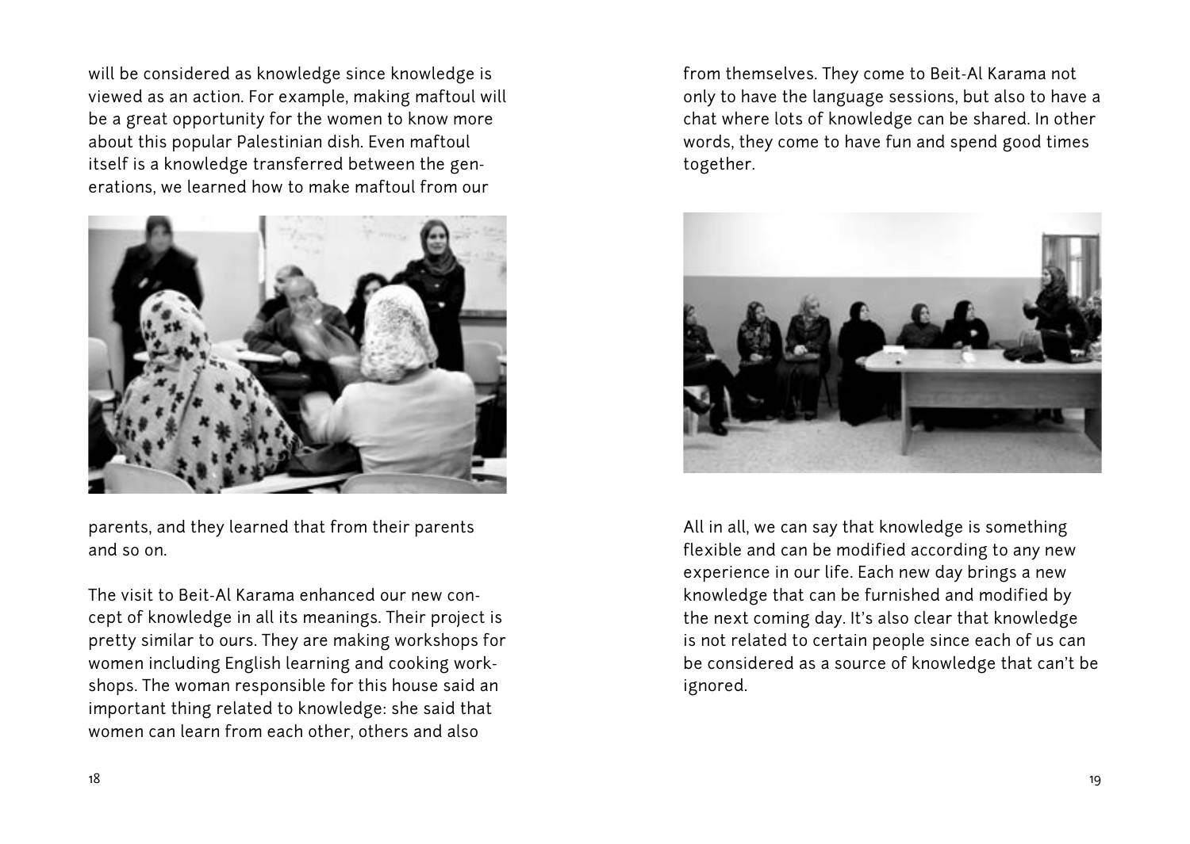will be considered as knowledge since knowledge is viewed as an action. For example, making maftoul will be a great opportunity for the women to know more about this popular Palestinian dish. Even maftoul itself is a knowledge transferred between the generations, we learned how to make maftoul from our parents, and they learned that from their parents and so on.

The visit to Beit-Al Karama enhanced our new concept of knowledge in all its meanings. Their project is pretty similar to ours. They are making workshops for women including English learning and cooking workshops. The woman responsible for this house said an important thing related to knowledge: she said that women can learn from each other, others and also from themselves. They come to Beit-Al Karama not only to have the language sessions, but also to have a chat where lots of knowledge can be shared. In other words, they come to have fun and spend good times together.

All in all, we can say that knowledge is something flexible and can be modified according to any new experience in our life. Each new day brings a new knowledge that can be furnished and modified by the next coming day. It's also clear that knowledge is not related to certain people since each of us can be considered as a source of knowledge that can't be ignored.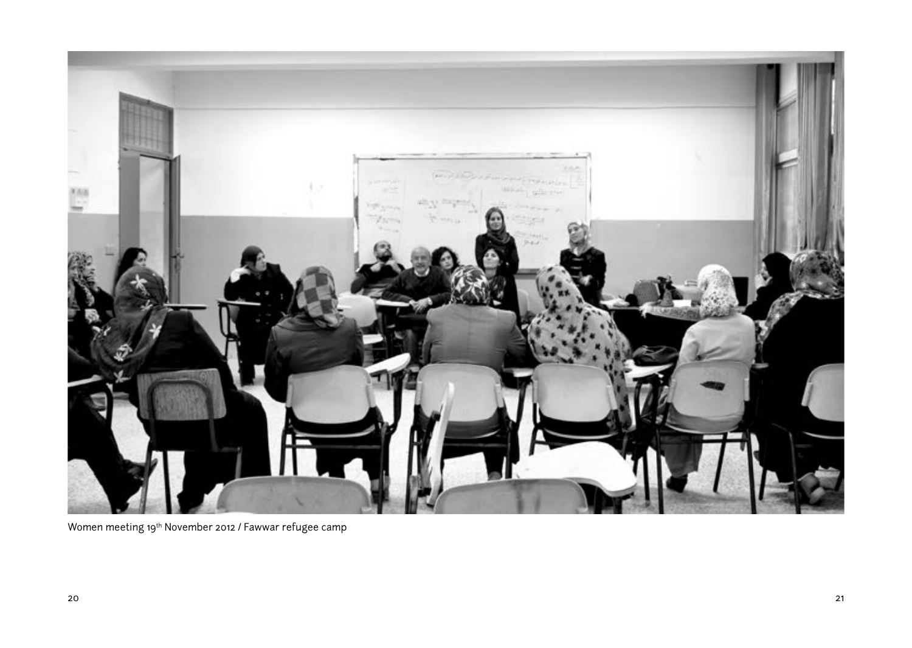Women meeting 19th November 2012 / Fawwar refugee camp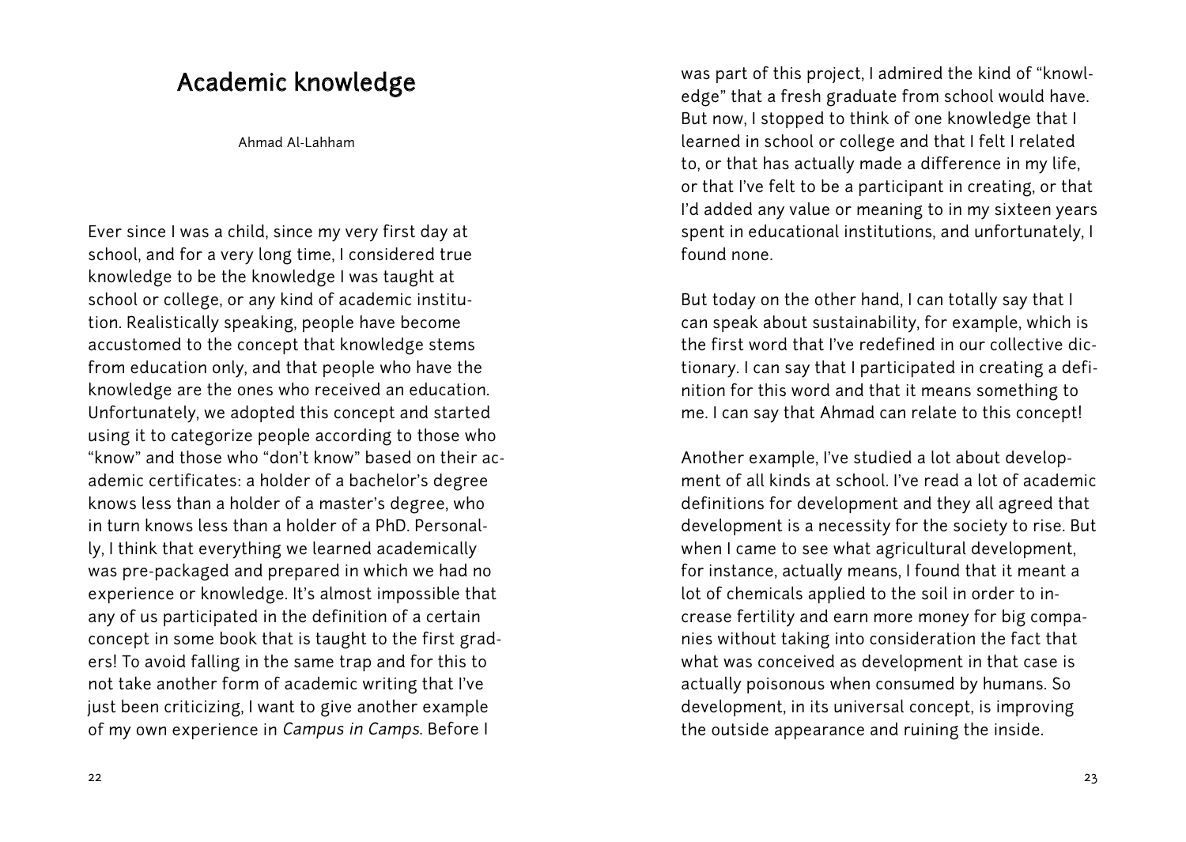# Academic knowledge

Ahmad Al-Lahham

Ever since I was a child, since my very first day at school, and for a very long time, I considered true knowledge to be the knowledge I was taught at school or college, or any kind of academic institution. Realistically speaking, people have become accustomed to the concept that knowledge stems from education only, and that people who have the knowledge are the ones who received an education. Unfortunately, we adopted this concept and started using it to categorize people according to those who "know" and those who "don't know" based on their academic certificates: a holder of a bachelor's degree knows less than a holder of a master's degree, who in turn knows less than a holder of a PhD. Personally, I think that everything we learned academically was pre-packaged and prepared in which we had no experience or knowledge. It's almost impossible that any of us participated in the definition of a certain concept in some book that is taught to the first graders! To avoid falling in the same trap and for this to not take another form of academic writing that I've just been criticizing, I want to give another example of my own experience in *Campus in Camps*. Before I was part of this project, I admired the kind of "knowledge" that a fresh graduate from school would have. But now, I stopped to think of one knowledge that I learned in school or college and that I felt I related to, or that has actually made a difference in my life, or that I've felt to be a participant in creating, or that I'd added any value or meaning to in my sixteen years spent in educational institutions, and unfortunately, I found none.

But today on the other hand, I can totally say that I can speak about sustainability, for example, which is the first word that I've redefined in our collective dictionary. I can say that I participated in creating a definition for this word and that it means something to me. I can say that Ahmad can relate to this concept!

Another example, I've studied a lot about development of all kinds at school. I've read a lot of academic definitions for development and they all agreed that development is a necessity for the society to rise. But when I came to see what agricultural development, for instance, actually means, I found that it meant a lot of chemicals applied to the soil in order to increase fertility and earn more money for big companies without taking into consideration the fact that what was conceived as development in that case is actually poisonous when consumed by humans. So development, in its universal concept, is improving the outside appearance and ruining the inside.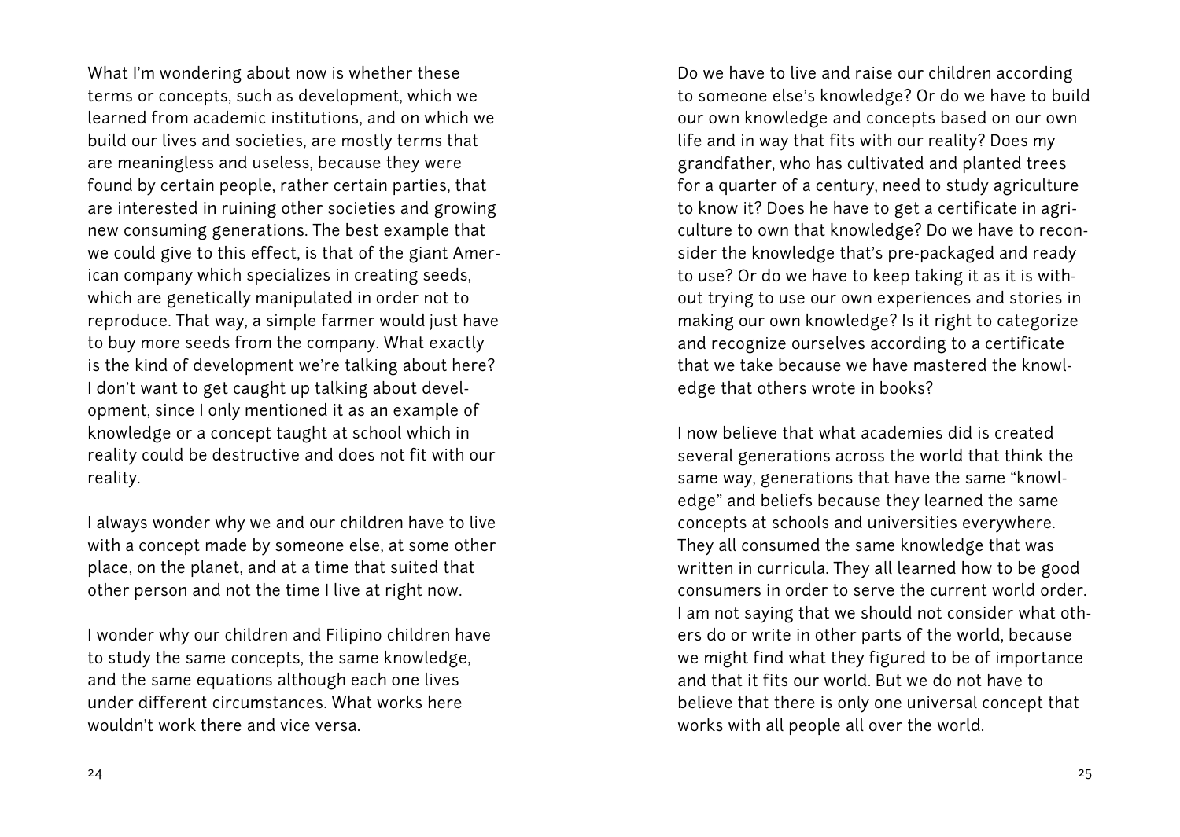What I'm wondering about now is whether these terms or concepts, such as development, which we learned from academic institutions, and on which we build our lives and societies, are mostly terms that are meaningless and useless, because they were found by certain people, rather certain parties, that are interested in ruining other societies and growing new consuming generations. The best example that we could give to this effect, is that of the giant American company which specializes in creating seeds, which are genetically manipulated in order not to reproduce. That way, a simple farmer would just have to buy more seeds from the company. What exactly is the kind of development we're talking about here? I don't want to get caught up talking about development, since I only mentioned it as an example of knowledge or a concept taught at school which in reality could be destructive and does not fit with our reality.

I always wonder why we and our children have to live with a concept made by someone else, at some other place, on the planet, and at a time that suited that other person and not the time I live at right now.

I wonder why our children and Filipino children have to study the same concepts, the same knowledge, and the same equations although each one lives under different circumstances. What works here wouldn't work there and vice versa.

Do we have to live and raise our children according to someone else's knowledge? Or do we have to build our own knowledge and concepts based on our own life and in way that fits with our reality? Does my grandfather, who has cultivated and planted trees for a quarter of a century, need to study agriculture to know it? Does he have to get a certificate in agriculture to own that knowledge? Do we have to reconsider the knowledge that's pre-packaged and ready to use? Or do we have to keep taking it as it is without trying to use our own experiences and stories in making our own knowledge? Is it right to categorize and recognize ourselves according to a certificate that we take because we have mastered the knowledge that others wrote in books?

I now believe that what academies did is created several generations across the world that think the same way, generations that have the same "knowledge" and beliefs because they learned the same concepts at schools and universities everywhere. They all consumed the same knowledge that was written in curricula. They all learned how to be good consumers in order to serve the current world order. I am not saying that we should not consider what others do or write in other parts of the world, because we might find what they figured to be of importance and that it fits our world. But we do not have to believe that there is only one universal concept that works with all people all over the world.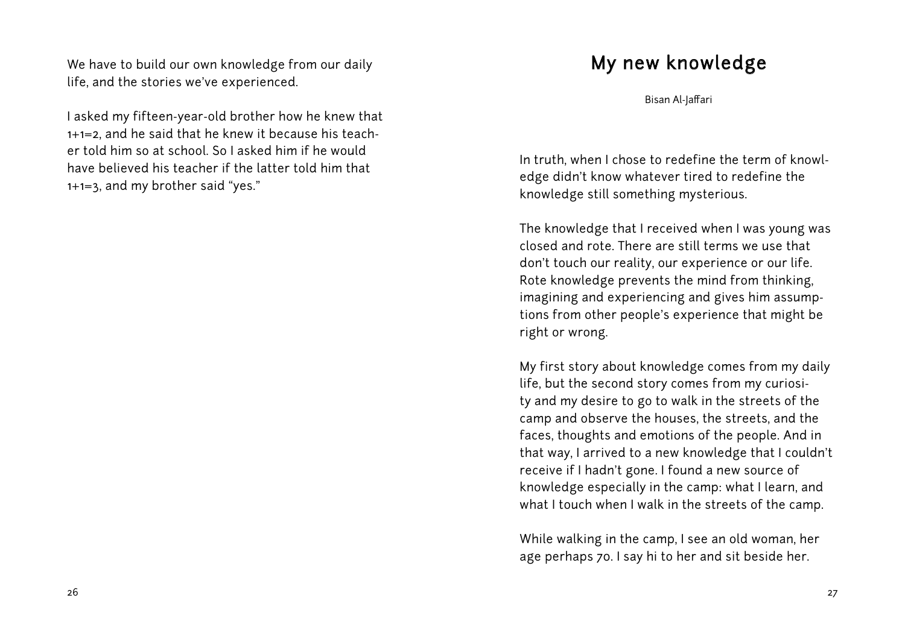We have to build our own knowledge from our daily life, and the stories we've experienced.

I asked my fifteen-year-old brother how he knew that 1+1=2, and he said that he knew it because his teacher told him so at school. So I asked him if he would have believed his teacher if the latter told him that 1+1=3, and my brother said "yes."

# My new knowledge

Bisan Al-Jaffari

In truth, when I chose to redefine the term of knowledge didn't know whatever tired to redefine the knowledge still something mysterious.

The knowledge that I received when I was young was closed and rote. There are still terms we use that don't touch our reality, our experience or our life. Rote knowledge prevents the mind from thinking, imagining and experiencing and gives him assumptions from other people's experience that might be right or wrong.

My first story about knowledge comes from my daily life, but the second story comes from my curiosity and my desire to go to walk in the streets of the camp and observe the houses, the streets, and the faces, thoughts and emotions of the people. And in that way, I arrived to a new knowledge that I couldn't receive if I hadn't gone. I found a new source of knowledge especially in the camp: what I learn, and what I touch when I walk in the streets of the camp.

While walking in the camp, I see an old woman, her age perhaps 70. I say hi to her and sit beside her.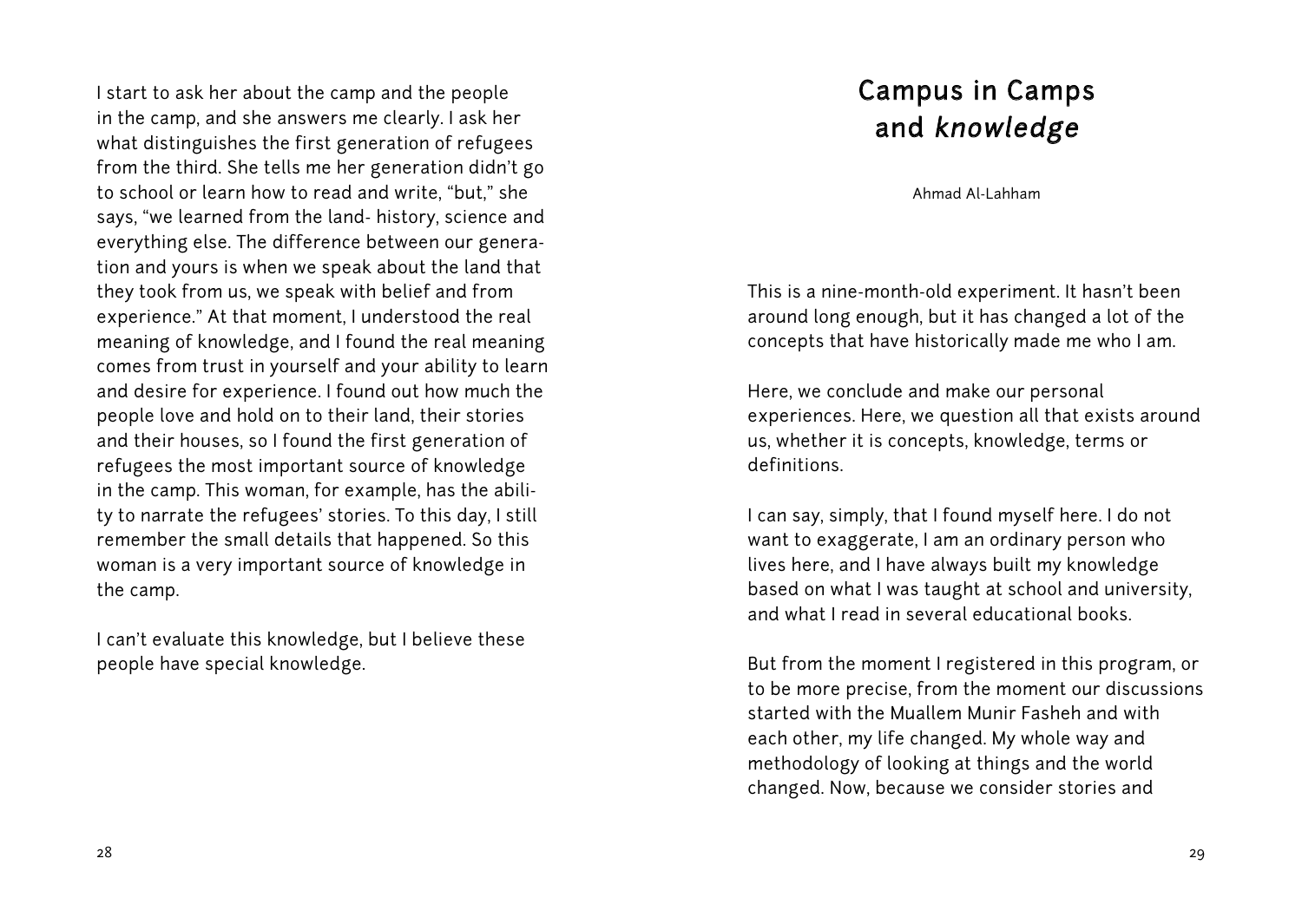I start to ask her about the camp and the people in the camp, and she answers me clearly. I ask her what distinguishes the first generation of refugees from the third. She tells me her generation didn't go to school or learn how to read and write, "but," she says, "we learned from the land- history, science and everything else. The difference between our generation and yours is when we speak about the land that they took from us, we speak with belief and from experience." At that moment, I understood the real meaning of knowledge, and I found the real meaning comes from trust in yourself and your ability to learn and desire for experience. I found out how much the people love and hold on to their land, their stories and their houses, so I found the first generation of refugees the most important source of knowledge in the camp. This woman, for example, has the ability to narrate the refugees' stories. To this day, I still remember the small details that happened. So this woman is a very important source of knowledge in the camp.

I can't evaluate this knowledge, but I believe these people have special knowledge.

# Campus in Camps and *knowledge*

Ahmad Al-Lahham

This is a nine-month-old experiment. It hasn't been around long enough, but it has changed a lot of the concepts that have historically made me who I am.

Here, we conclude and make our personal experiences. Here, we question all that exists around us, whether it is concepts, knowledge, terms or definitions.

I can say, simply, that I found myself here. I do not want to exaggerate, I am an ordinary person who lives here, and I have always built my knowledge based on what I was taught at school and university, and what I read in several educational books.

But from the moment I registered in this program, or to be more precise, from the moment our discussions started with the Muallem Munir Fasheh and with each other, my life changed. My whole way and methodology of looking at things and the world changed. Now, because we consider stories and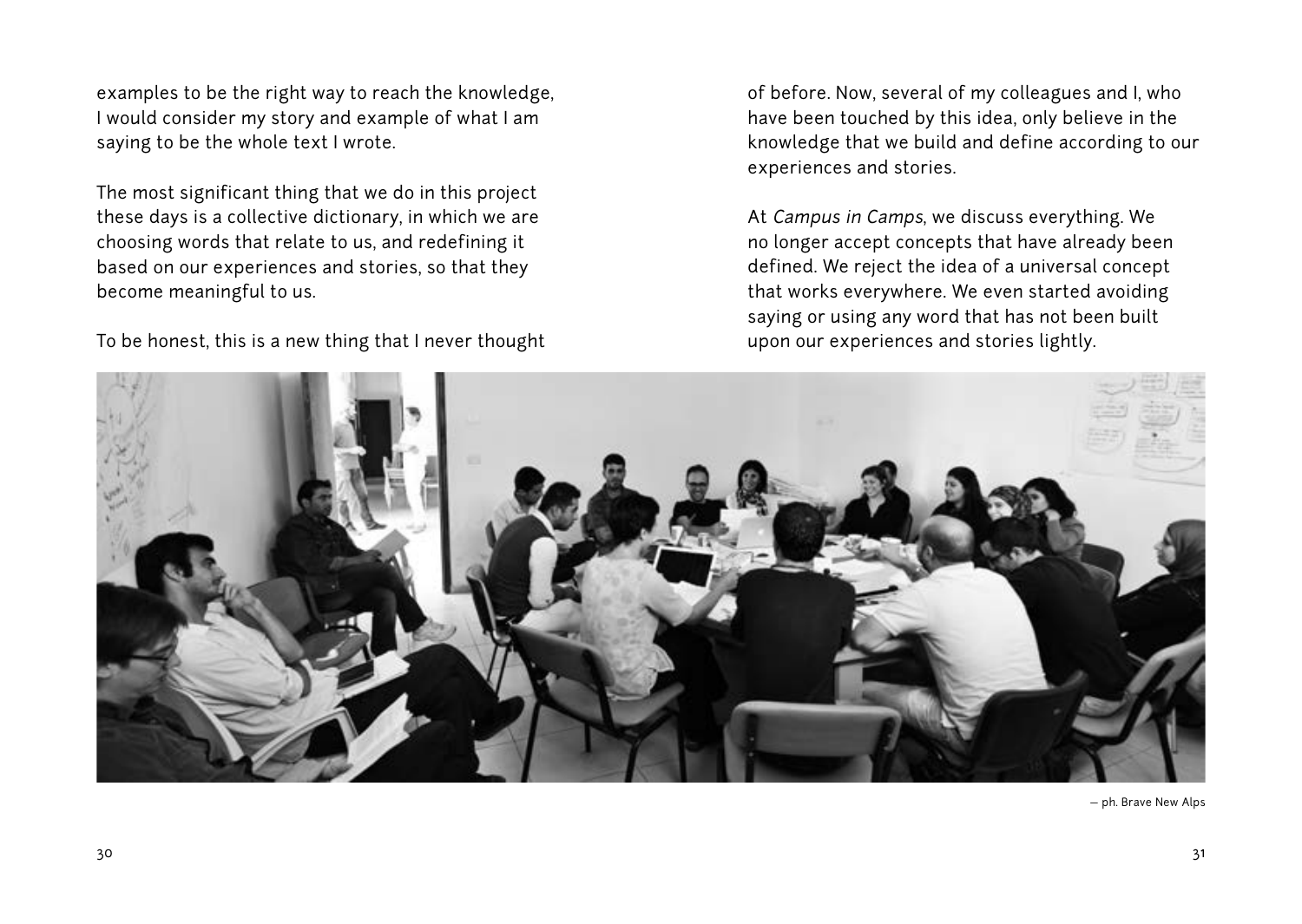examples to be the right way to reach the knowledge, I would consider my story and example of what I am saying to be the whole text I wrote.

The most significant thing that we do in this project these days is a collective dictionary, in which we are choosing words that relate to us, and redefining it based on our experiences and stories, so that they become meaningful to us.

To be honest, this is a new thing that I never thought of before. Now, several of my colleagues and I, who have been touched by this idea, only believe in the knowledge that we build and define according to our experiences and stories.

At *Campus in Camps*, we discuss everything. We no longer accept concepts that have already been defined. We reject the idea of a universal concept that works everywhere. We even started avoiding saying or using any word that has not been built upon our experiences and stories lightly.

— ph. Brave New Alps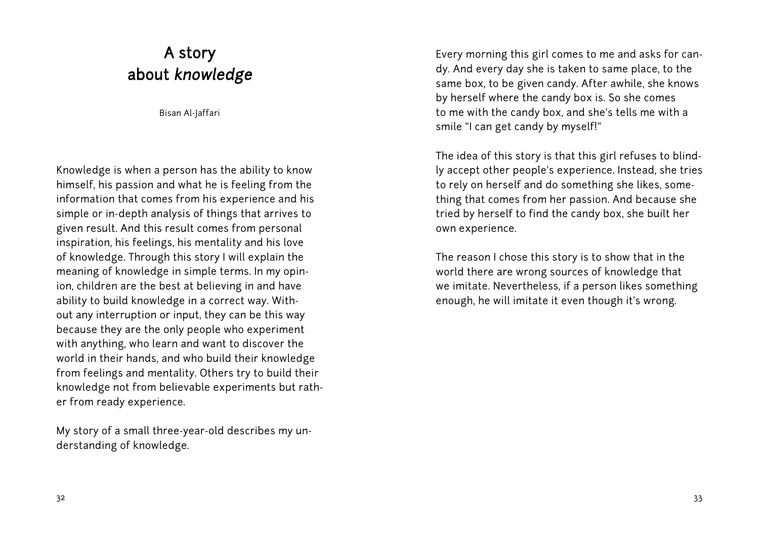# A story about *knowledge*

Bisan Al-Jaffari

Knowledge is when a person has the ability to know himself, his passion and what he is feeling from the information that comes from his experience and his simple or in-depth analysis of things that arrives to given result. And this result comes from personal inspiration, his feelings, his mentality and his love of knowledge. Through this story I will explain the meaning of knowledge in simple terms. In my opinion, children are the best at believing in and have ability to build knowledge in a correct way. Without any interruption or input, they can be this way because they are the only people who experiment with anything, who learn and want to discover the world in their hands, and who build their knowledge from feelings and mentality. Others try to build their knowledge not from believable experiments but rather from ready experience.

My story of a small three-year-old describes my understanding of knowledge.

Every morning this girl comes to me and asks for candy. And every day she is taken to same place, to the same box, to be given candy. After awhile, she knows by herself where the candy box is. So she comes to me with the candy box, and she's tells me with a smile "I can get candy by myself!"

The idea of this story is that this girl refuses to blindly accept other people's experience. Instead, she tries to rely on herself and do something she likes, something that comes from her passion. And because she tried by herself to find the candy box, she built her own experience.

The reason I chose this story is to show that in the world there are wrong sources of knowledge that we imitate. Nevertheless, if a person likes something enough, he will imitate it even though it's wrong.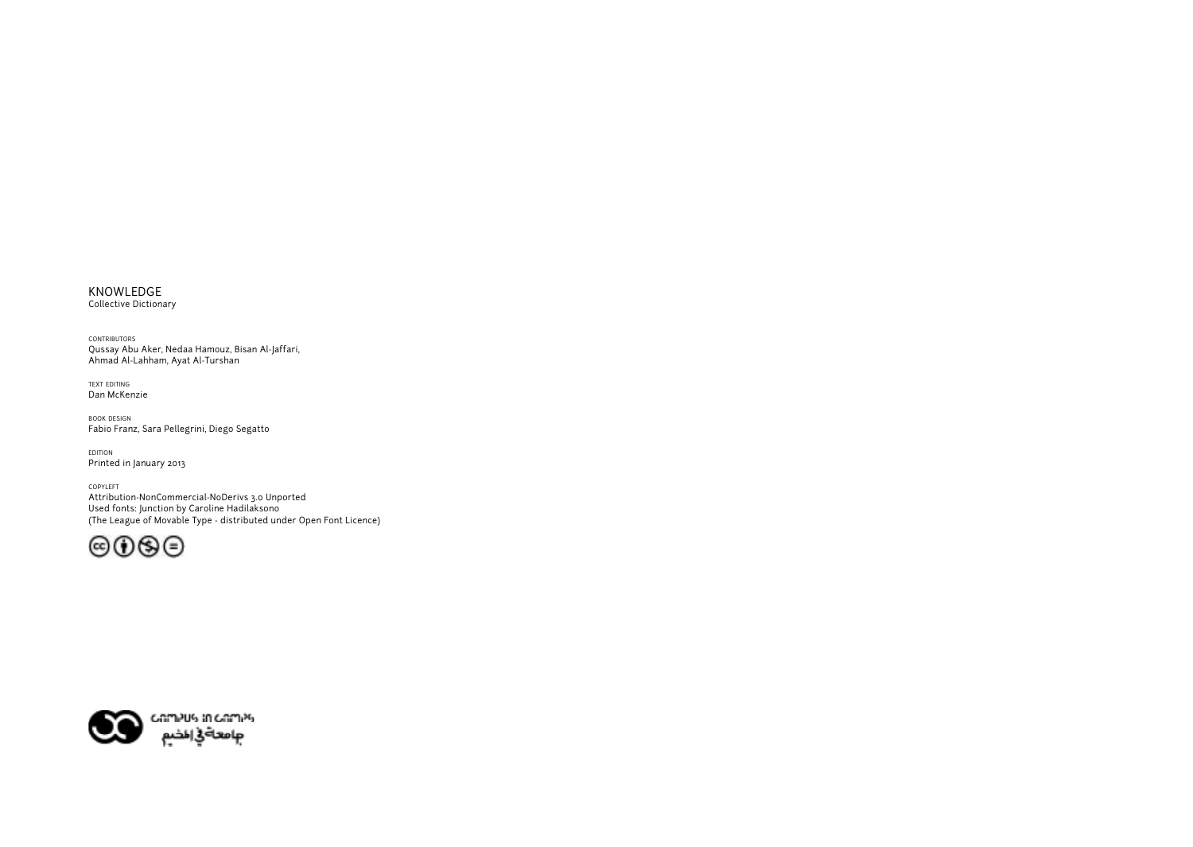KNOWLEDGE
Collective Dictionary

CONTRIBUTORS
Qussay Abu Aker, Nedaa Hamouz, Bisan Al-Jaffari,
Ahmad Al-Lahham, Ayat Al-Turshan

TEXT EDITING
Dan McKenzie

BOOK DESIGN
Fabio Franz, Sara Pellegrini, Diego Segatto

EDITION
Printed in January 2013

COPYLEFT
Attribution-NonCommercial-NoDerivs 3.0 Unported
Used fonts: Junction by Caroline Hadilaksono
(The League of Movable Type - distributed under Open Font Licence)

CAMPUS IN CAMPS
جامعة في المخيم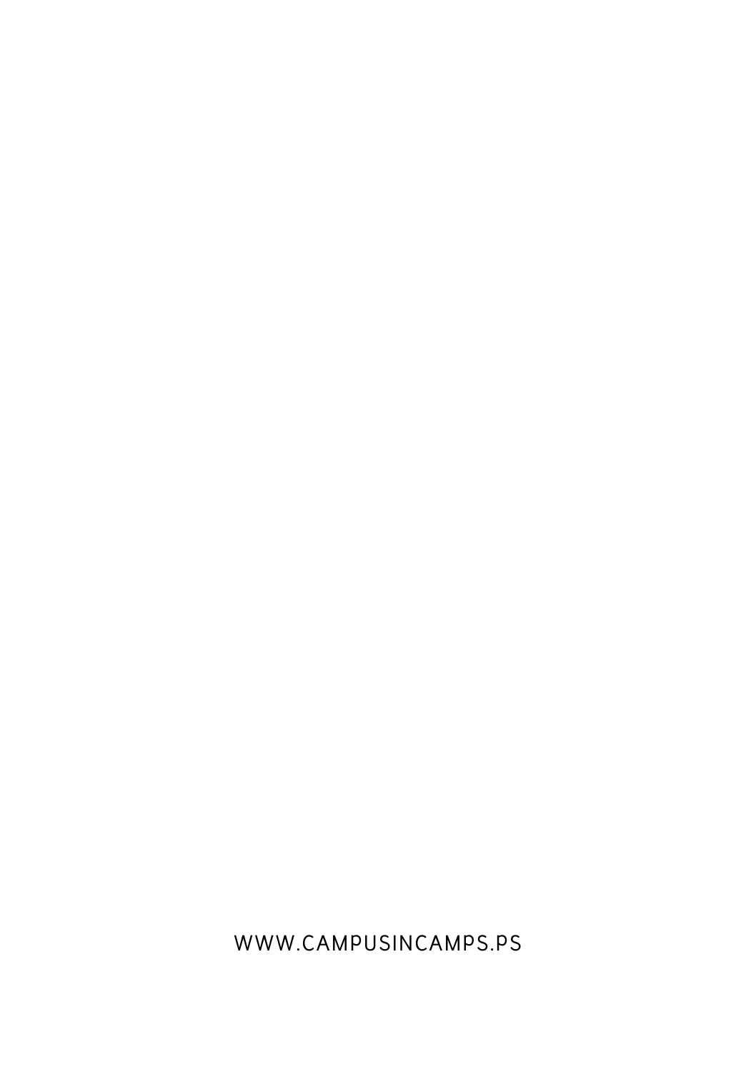WWW.CAMPUSINCAMPS.PS